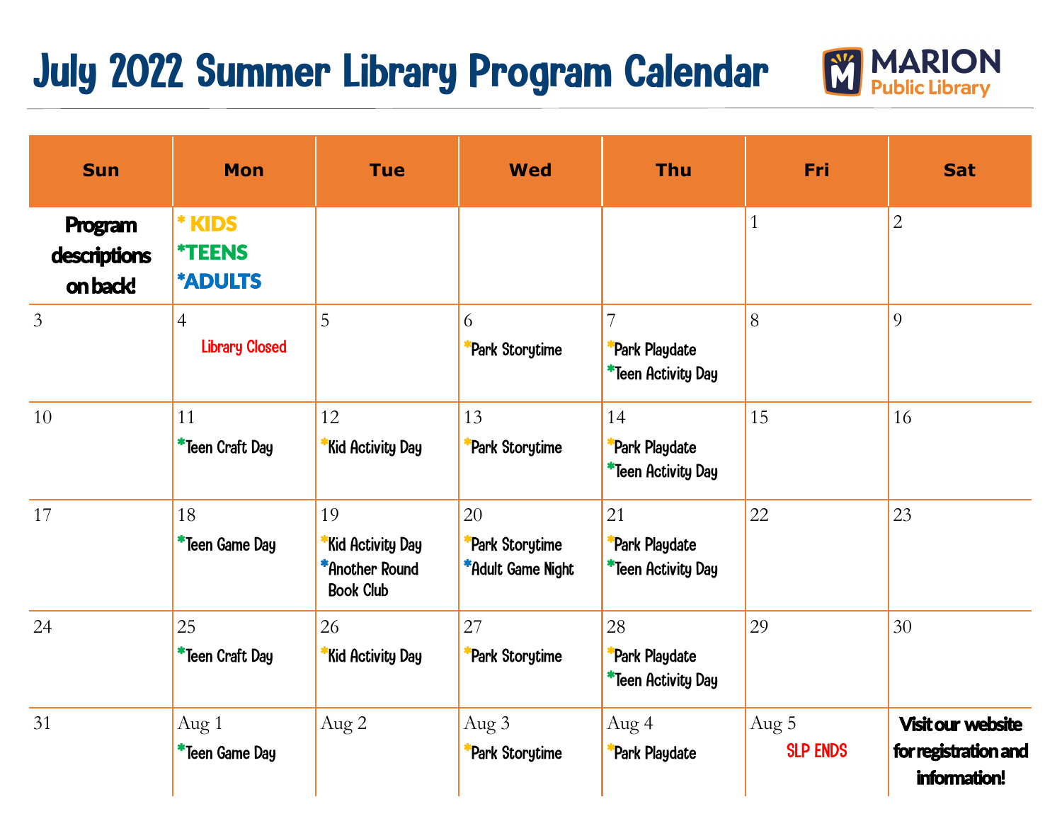# July 2022 Summer Library Program Calendar

MARION Public Library

| Sun | Mon | Tue | Wed | Thu | Fri | Sat |
|---|---|---|---|---|---|---|
| **Program descriptions on back!** | * KIDS<br>*TEENS<br>*ADULTS | | | | 1 | 2 |
| 3 | 4<br>Library Closed | 5 | 6<br>*Park Storytime | 7<br>*Park Playdate<br>*Teen Activity Day | 8 | 9 |
| 10 | 11<br>*Teen Craft Day | 12<br>*Kid Activity Day | 13<br>*Park Storytime | 14<br>*Park Playdate<br>*Teen Activity Day | 15 | 16 |
| 17 | 18<br>*Teen Game Day | 19<br>*Kid Activity Day<br>*Another Round Book Club | 20<br>*Park Storytime<br>*Adult Game Night | 21<br>*Park Playdate<br>*Teen Activity Day | 22 | 23 |
| 24 | 25<br>*Teen Craft Day | 26<br>*Kid Activity Day | 27<br>*Park Storytime | 28<br>*Park Playdate<br>*Teen Activity Day | 29 | 30 |
| 31 | Aug 1<br>*Teen Game Day | Aug 2 | Aug 3<br>*Park Storytime | Aug 4<br>*Park Playdate | Aug 5<br>SLP ENDS | **Visit our website for registration and information!** |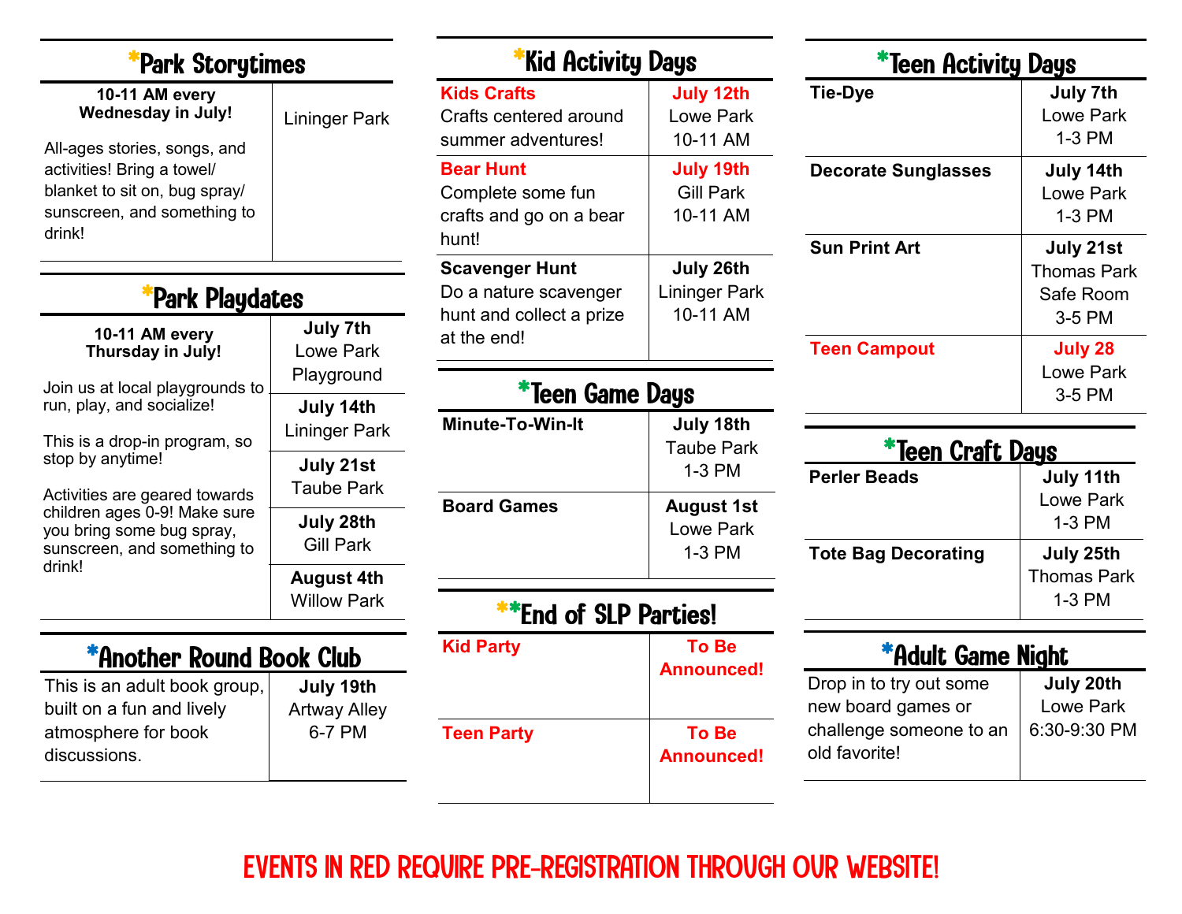## *Park Storytimes

| | |
|---|---|
| **10-11 AM every Wednesday in July!**<br><br>All-ages stories, songs, and activities! Bring a towel/ blanket to sit on, bug spray/ sunscreen, and something to drink! | Lininger Park |

## *Park Playdates

**10-11 AM every Thursday in July!**

Join us at local playgrounds to run, play, and socialize!

This is a drop-in program, so stop by anytime!

Activities are geared towards children ages 0-9! Make sure you bring some bug spray, sunscreen, and something to drink!

| | |
|---|---|
| **July 7th** | Lowe Park Playground |
| **July 14th** | Lininger Park |
| **July 21st** | Taube Park |
| **July 28th** | Gill Park |
| **August 4th** | Willow Park |

## *Another Round Book Club

| | |
|---|---|
| This is an adult book group, built on a fun and lively atmosphere for book discussions. | **July 19th**<br>Artway Alley<br>6-7 PM |

## *Kid Activity Days

| | |
|---|---|
| **Kids Crafts**<br>Crafts centered around summer adventures! | **July 12th**<br>Lowe Park<br>10-11 AM |
| **Bear Hunt**<br>Complete some fun crafts and go on a bear hunt! | **July 19th**<br>Gill Park<br>10-11 AM |
| **Scavenger Hunt**<br>Do a nature scavenger hunt and collect a prize at the end! | **July 26th**<br>Lininger Park<br>10-11 AM |

## *Teen Game Days

| | |
|---|---|
| **Minute-To-Win-It** | **July 18th**<br>Taube Park<br>1-3 PM |
| **Board Games** | **August 1st**<br>Lowe Park<br>1-3 PM |

## **End of SLP Parties!

| | |
|---|---|
| **Kid Party** | **To Be Announced!** |
| **Teen Party** | **To Be Announced!** |

## *Teen Activity Days

| | |
|---|---|
| **Tie-Dye** | **July 7th**<br>Lowe Park<br>1-3 PM |
| **Decorate Sunglasses** | **July 14th**<br>Lowe Park<br>1-3 PM |
| **Sun Print Art** | **July 21st**<br>Thomas Park Safe Room<br>3-5 PM |
| **Teen Campout** | **July 28**<br>Lowe Park<br>3-5 PM |

## *Teen Craft Days

| | |
|---|---|
| **Perler Beads** | **July 11th**<br>Lowe Park<br>1-3 PM |
| **Tote Bag Decorating** | **July 25th**<br>Thomas Park<br>1-3 PM |

## *Adult Game Night

| | |
|---|---|
| Drop in to try out some new board games or challenge someone to an old favorite! | **July 20th**<br>Lowe Park<br>6:30-9:30 PM |

**EVENTS IN RED REQUIRE PRE-REGISTRATION THROUGH OUR WEBSITE!**